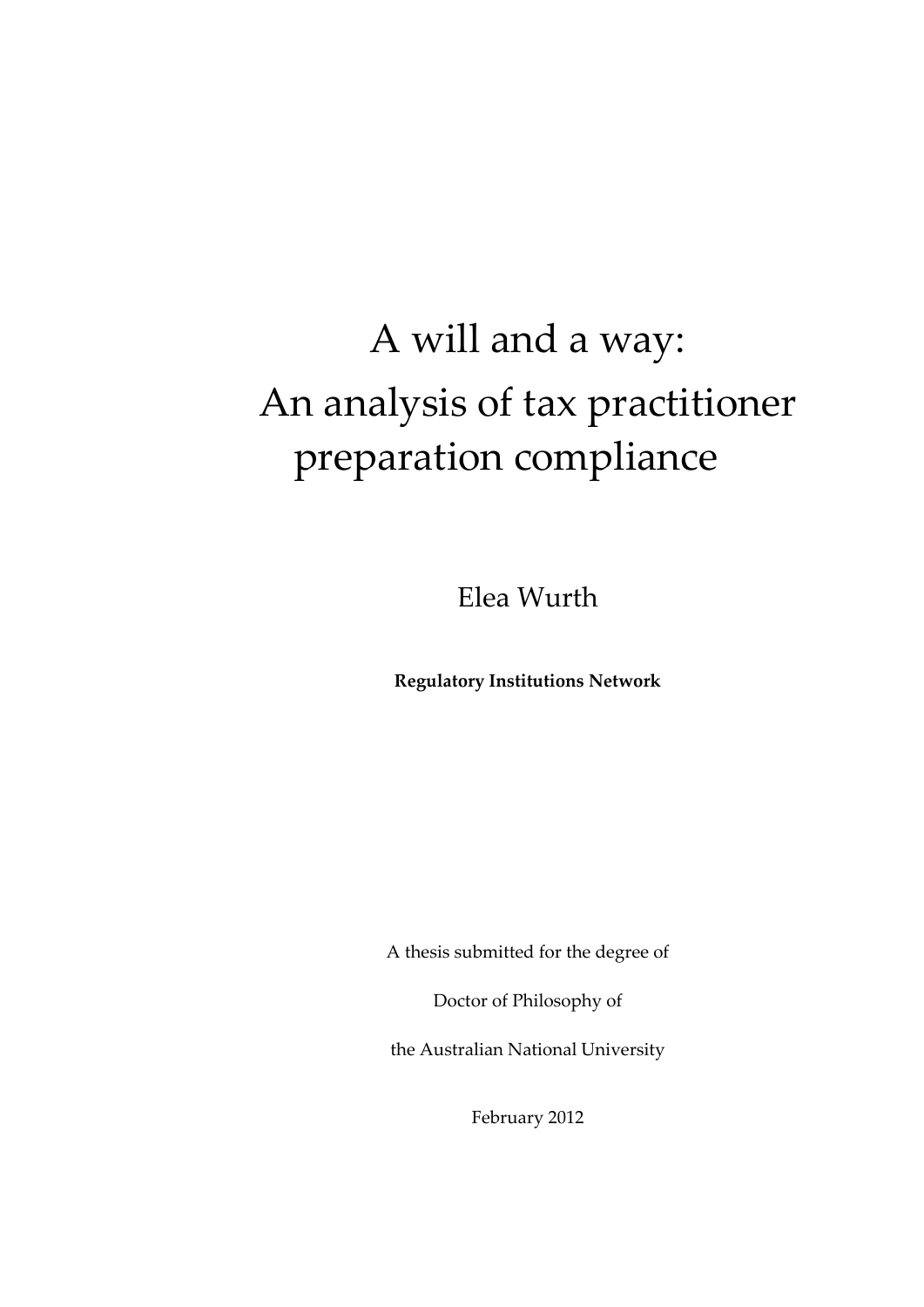# A will and a way: An analysis of tax practitioner preparation compliance

Elea Wurth

**Regulatory Institutions Network**

A thesis submitted for the degree of

Doctor of Philosophy of

the Australian National University

February 2012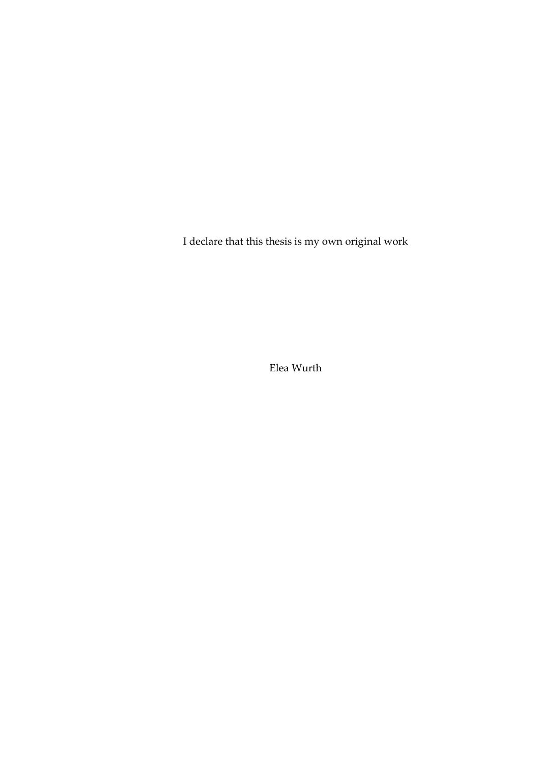I declare that this thesis is my own original work

Elea Wurth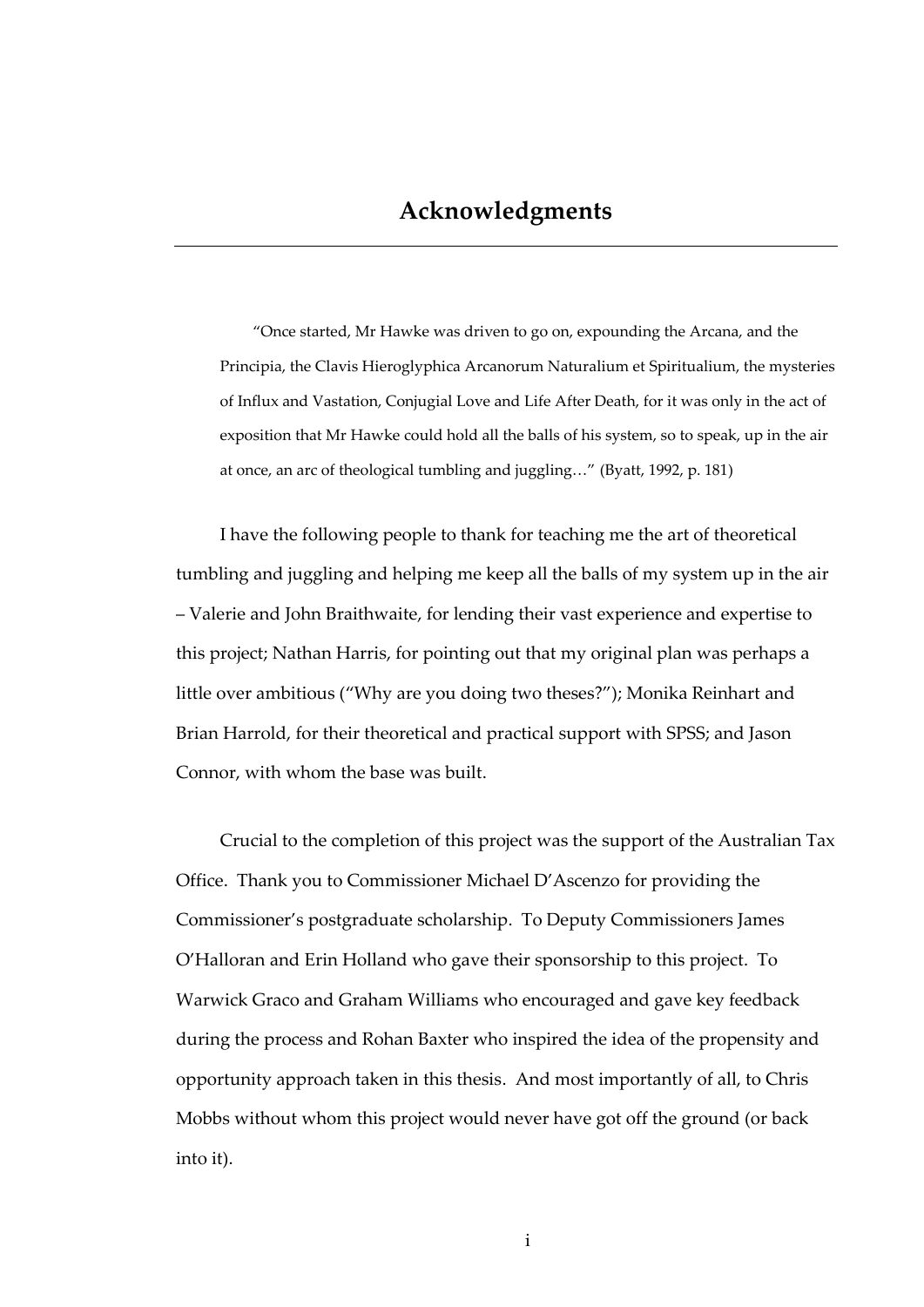# Acknowledgments

> "Once started, Mr Hawke was driven to go on, expounding the Arcana, and the Principia, the Clavis Hieroglyphica Arcanorum Naturalium et Spiritualium, the mysteries of Influx and Vastation, Conjugial Love and Life After Death, for it was only in the act of exposition that Mr Hawke could hold all the balls of his system, so to speak, up in the air at once, an arc of theological tumbling and juggling…" (Byatt, 1992, p. 181)

I have the following people to thank for teaching me the art of theoretical tumbling and juggling and helping me keep all the balls of my system up in the air – Valerie and John Braithwaite, for lending their vast experience and expertise to this project; Nathan Harris, for pointing out that my original plan was perhaps a little over ambitious ("Why are you doing two theses?"); Monika Reinhart and Brian Harrold, for their theoretical and practical support with SPSS; and Jason Connor, with whom the base was built.

Crucial to the completion of this project was the support of the Australian Tax Office. Thank you to Commissioner Michael D'Ascenzo for providing the Commissioner's postgraduate scholarship. To Deputy Commissioners James O'Halloran and Erin Holland who gave their sponsorship to this project. To Warwick Graco and Graham Williams who encouraged and gave key feedback during the process and Rohan Baxter who inspired the idea of the propensity and opportunity approach taken in this thesis. And most importantly of all, to Chris Mobbs without whom this project would never have got off the ground (or back into it).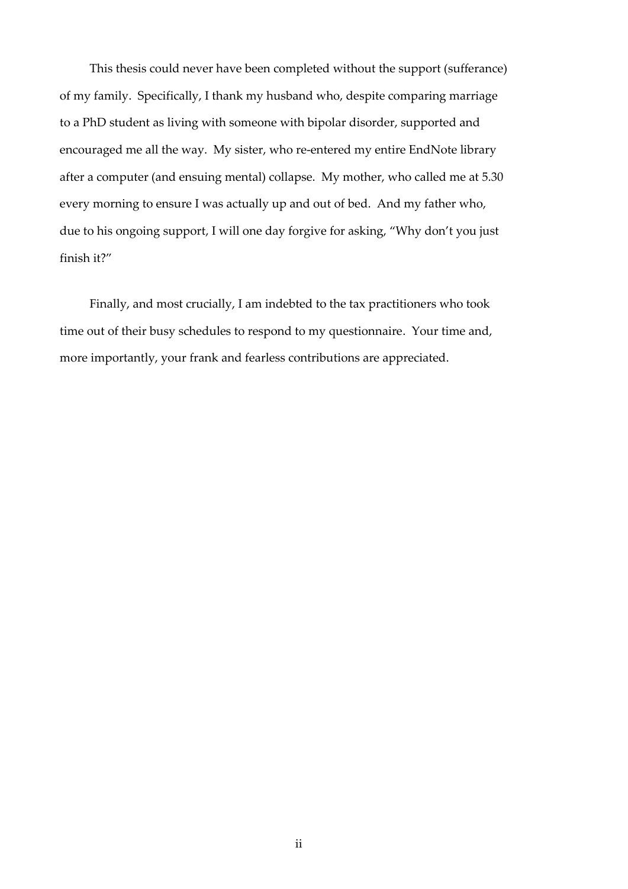This thesis could never have been completed without the support (sufferance) of my family. Specifically, I thank my husband who, despite comparing marriage to a PhD student as living with someone with bipolar disorder, supported and encouraged me all the way. My sister, who re-entered my entire EndNote library after a computer (and ensuing mental) collapse. My mother, who called me at 5.30 every morning to ensure I was actually up and out of bed. And my father who, due to his ongoing support, I will one day forgive for asking, "Why don't you just finish it?"

Finally, and most crucially, I am indebted to the tax practitioners who took time out of their busy schedules to respond to my questionnaire. Your time and, more importantly, your frank and fearless contributions are appreciated.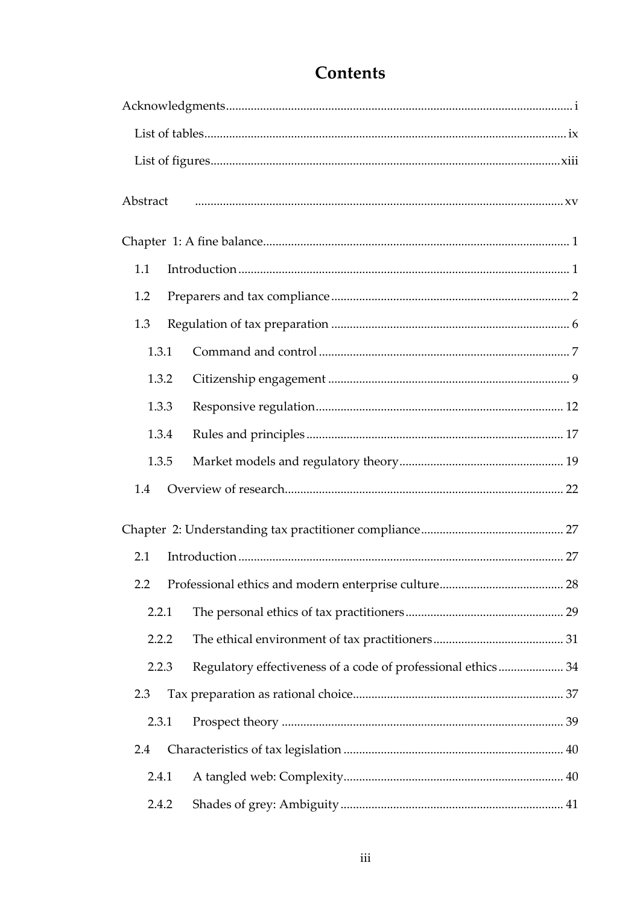# Contents

Acknowledgments .......... i

List of tables .......... ix

List of figures .......... xiii

Abstract .......... xv

Chapter 1: A fine balance .......... 1

- 1.1 Introduction .......... 1
- 1.2 Preparers and tax compliance .......... 2
- 1.3 Regulation of tax preparation .......... 6
  - 1.3.1 Command and control .......... 7
  - 1.3.2 Citizenship engagement .......... 9
  - 1.3.3 Responsive regulation .......... 12
  - 1.3.4 Rules and principles .......... 17
  - 1.3.5 Market models and regulatory theory .......... 19
- 1.4 Overview of research .......... 22

Chapter 2: Understanding tax practitioner compliance .......... 27

- 2.1 Introduction .......... 27
- 2.2 Professional ethics and modern enterprise culture .......... 28
  - 2.2.1 The personal ethics of tax practitioners .......... 29
  - 2.2.2 The ethical environment of tax practitioners .......... 31
  - 2.2.3 Regulatory effectiveness of a code of professional ethics .......... 34
- 2.3 Tax preparation as rational choice .......... 37
  - 2.3.1 Prospect theory .......... 39
- 2.4 Characteristics of tax legislation .......... 40
  - 2.4.1 A tangled web: Complexity .......... 40
  - 2.4.2 Shades of grey: Ambiguity .......... 41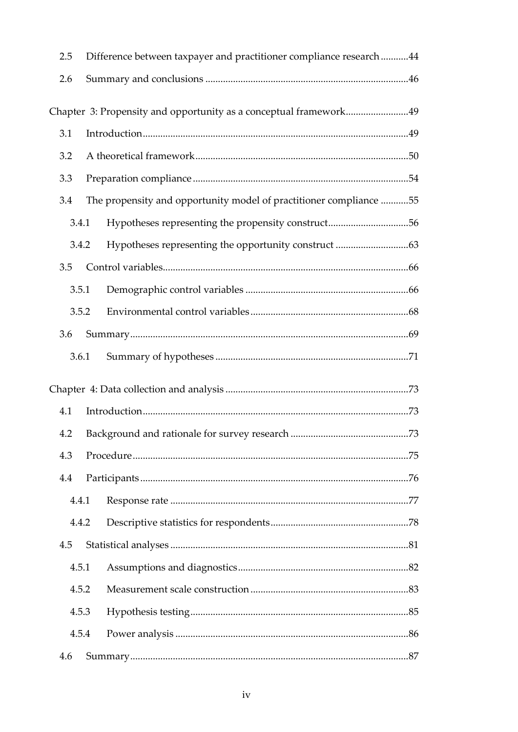2.5 Difference between taxpayer and practitioner compliance research ........... 44

2.6 Summary and conclusions ................................................................................ 46

Chapter 3: Propensity and opportunity as a conceptual framework......................... 49

3.1 Introduction......................................................................................................... 49

3.2 A theoretical framework.................................................................................... 50

3.3 Preparation compliance .................................................................................... 54

3.4 The propensity and opportunity model of practitioner compliance ........... 55

3.4.1 Hypotheses representing the propensity construct................................ 56

3.4.2 Hypotheses representing the opportunity construct ............................ 63

3.5 Control variables................................................................................................ 66

3.5.1 Demographic control variables ................................................................ 66

3.5.2 Environmental control variables .............................................................. 68

3.6 Summary............................................................................................................. 69

3.6.1 Summary of hypotheses ........................................................................... 71

Chapter 4: Data collection and analysis ....................................................................... 73

4.1 Introduction......................................................................................................... 73

4.2 Background and rationale for survey research .............................................. 73

4.3 Procedure............................................................................................................ 75

4.4 Participants......................................................................................................... 76

4.4.1 Response rate ............................................................................................. 77

4.4.2 Descriptive statistics for respondents...................................................... 78

4.5 Statistical analyses ............................................................................................. 81

4.5.1 Assumptions and diagnostics................................................................... 82

4.5.2 Measurement scale construction .............................................................. 83

4.5.3 Hypothesis testing...................................................................................... 85

4.5.4 Power analysis ........................................................................................... 86

4.6 Summary............................................................................................................. 87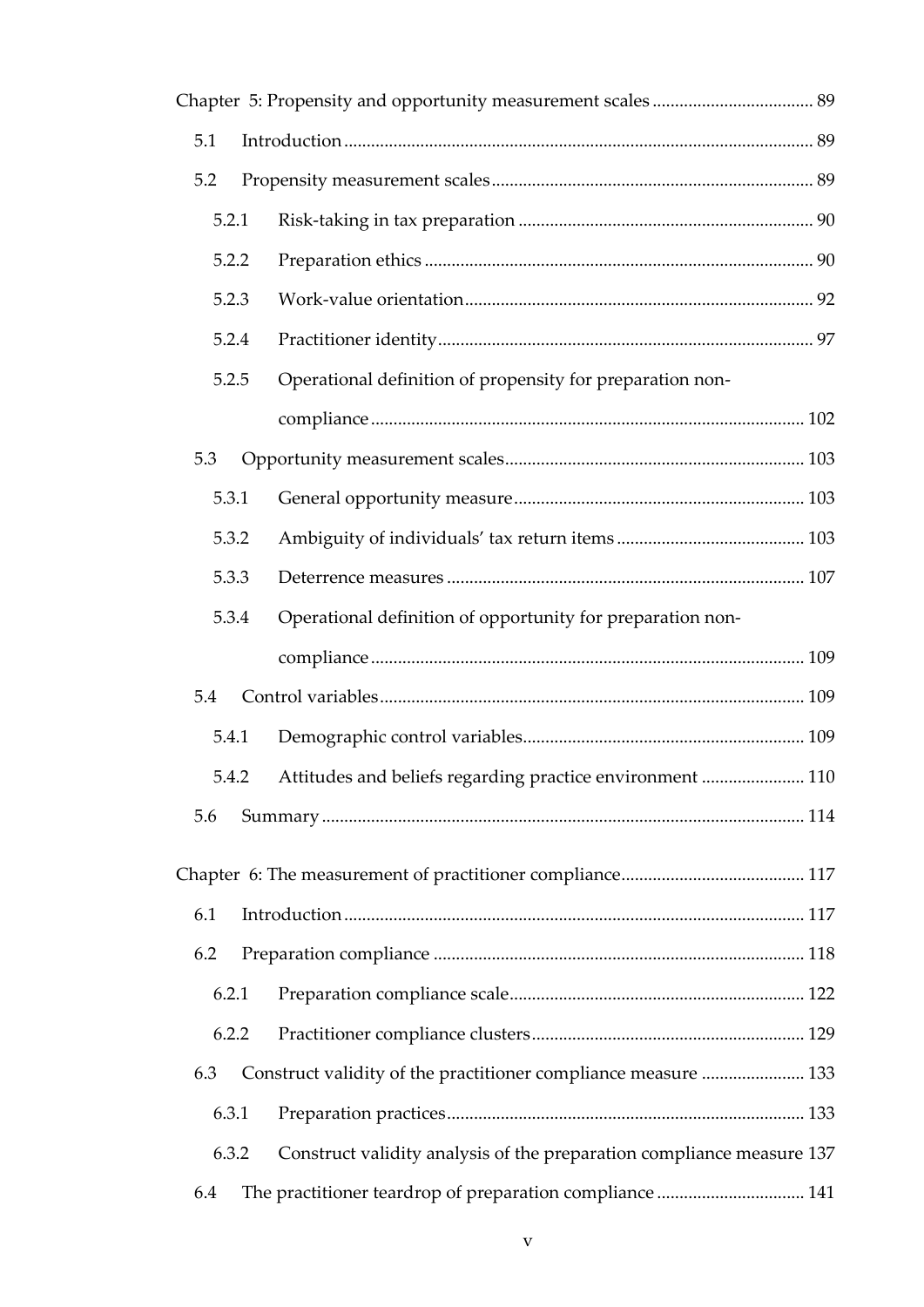Chapter 5: Propensity and opportunity measurement scales .................................... 89

- 5.1 Introduction ........................................................................................................ 89
- 5.2 Propensity measurement scales ....................................................................... 89
  - 5.2.1 Risk-taking in tax preparation ................................................................. 90
  - 5.2.2 Preparation ethics ...................................................................................... 90
  - 5.2.3 Work-value orientation ............................................................................. 92
  - 5.2.4 Practitioner identity ................................................................................... 97
  - 5.2.5 Operational definition of propensity for preparation non-compliance ................................................................................................ 102
- 5.3 Opportunity measurement scales .................................................................. 103
  - 5.3.1 General opportunity measure ................................................................ 103
  - 5.3.2 Ambiguity of individuals' tax return items .......................................... 103
  - 5.3.3 Deterrence measures ............................................................................... 107
  - 5.3.4 Operational definition of opportunity for preparation non-compliance ................................................................................................ 109
- 5.4 Control variables ............................................................................................. 109
  - 5.4.1 Demographic control variables .............................................................. 109
  - 5.4.2 Attitudes and beliefs regarding practice environment ....................... 110
- 5.6 Summary .......................................................................................................... 114

Chapter 6: The measurement of practitioner compliance ......................................... 117

- 6.1 Introduction ...................................................................................................... 117
- 6.2 Preparation compliance .................................................................................. 118
  - 6.2.1 Preparation compliance scale ................................................................. 122
  - 6.2.2 Practitioner compliance clusters ............................................................ 129
- 6.3 Construct validity of the practitioner compliance measure ....................... 133
  - 6.3.1 Preparation practices ............................................................................... 133
  - 6.3.2 Construct validity analysis of the preparation compliance measure 137
- 6.4 The practitioner teardrop of preparation compliance ................................. 141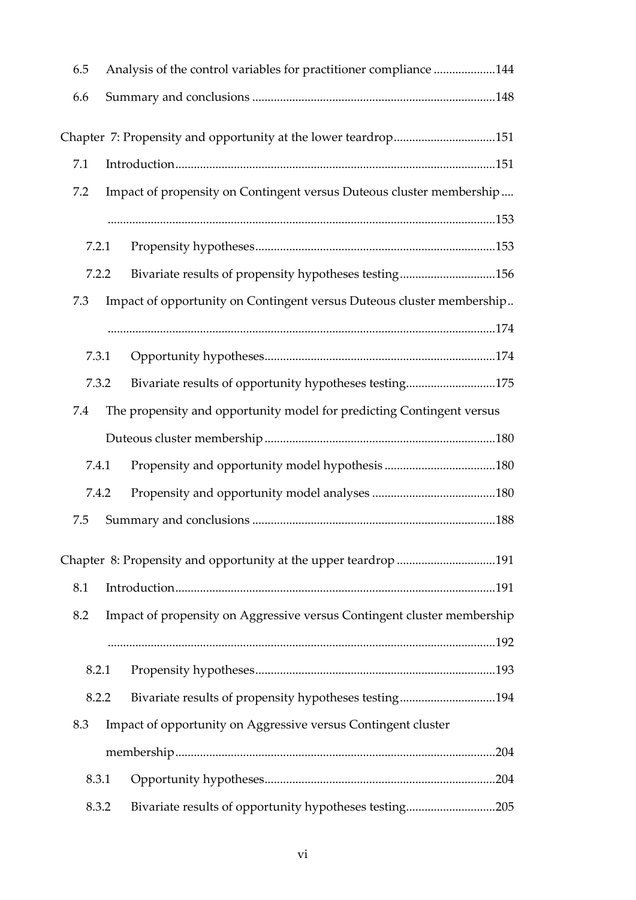6.5 Analysis of the control variables for practitioner compliance ....................144

6.6 Summary and conclusions ..............................................................................148

Chapter 7: Propensity and opportunity at the lower teardrop.................................151

7.1 Introduction.......................................................................................................151

7.2 Impact of propensity on Contingent versus Duteous cluster membership .... ............................................................................................................................153

7.2.1 Propensity hypotheses.............................................................................153

7.2.2 Bivariate results of propensity hypotheses testing...............................156

7.3 Impact of opportunity on Contingent versus Duteous cluster membership.. ............................................................................................................................174

7.3.1 Opportunity hypotheses..........................................................................174

7.3.2 Bivariate results of opportunity hypotheses testing.............................175

7.4 The propensity and opportunity model for predicting Contingent versus Duteous cluster membership ..........................................................................180

7.4.1 Propensity and opportunity model hypothesis ....................................180

7.4.2 Propensity and opportunity model analyses ........................................180

7.5 Summary and conclusions ..............................................................................188

Chapter 8: Propensity and opportunity at the upper teardrop ................................191

8.1 Introduction.......................................................................................................191

8.2 Impact of propensity on Aggressive versus Contingent cluster membership ............................................................................................................................192

8.2.1 Propensity hypotheses.............................................................................193

8.2.2 Bivariate results of propensity hypotheses testing...............................194

8.3 Impact of opportunity on Aggressive versus Contingent cluster membership.......................................................................................................204

8.3.1 Opportunity hypotheses..........................................................................204

8.3.2 Bivariate results of opportunity hypotheses testing.............................205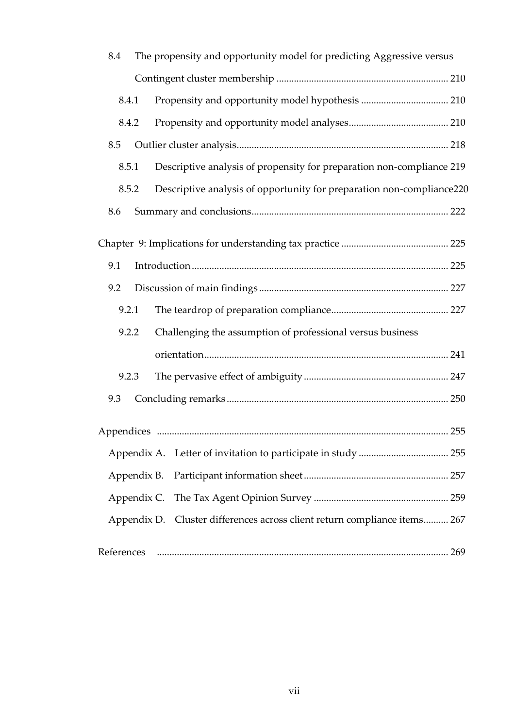8.4 The propensity and opportunity model for predicting Aggressive versus Contingent cluster membership ..................................................................... 210

8.4.1 Propensity and opportunity model hypothesis ................................... 210

8.4.2 Propensity and opportunity model analyses........................................ 210

8.5 Outlier cluster analysis..................................................................................... 218

8.5.1 Descriptive analysis of propensity for preparation non-compliance 219

8.5.2 Descriptive analysis of opportunity for preparation non-compliance220

8.6 Summary and conclusions............................................................................... 222

Chapter 9: Implications for understanding tax practice ........................................... 225

9.1 Introduction...................................................................................................... 225

9.2 Discussion of main findings ............................................................................ 227

9.2.1 The teardrop of preparation compliance............................................... 227

9.2.2 Challenging the assumption of professional versus business orientation................................................................................................. 241

9.2.3 The pervasive effect of ambiguity .......................................................... 247

9.3 Concluding remarks......................................................................................... 250

Appendices .................................................................................................................... 255

Appendix A. Letter of invitation to participate in study .................................... 255

Appendix B. Participant information sheet.......................................................... 257

Appendix C. The Tax Agent Opinion Survey ...................................................... 259

Appendix D. Cluster differences across client return compliance items.......... 267

References .................................................................................................................... 269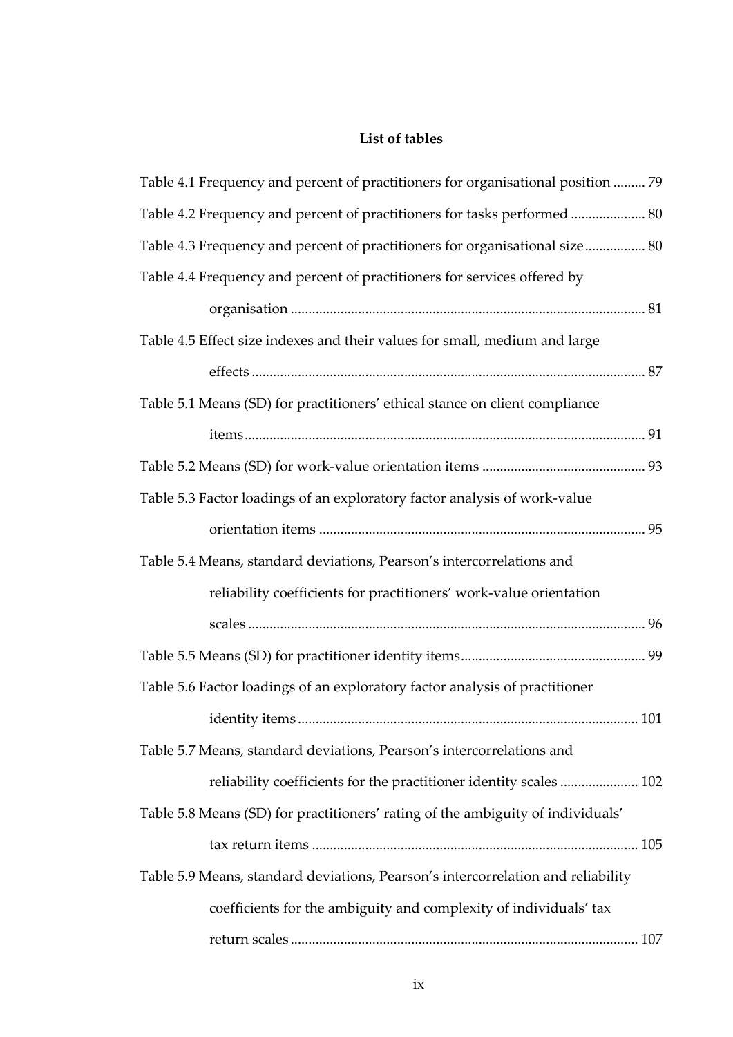# List of tables

Table 4.1 Frequency and percent of practitioners for organisational position ......... 79

Table 4.2 Frequency and percent of practitioners for tasks performed ..................... 80

Table 4.3 Frequency and percent of practitioners for organisational size ................. 80

Table 4.4 Frequency and percent of practitioners for services offered by organisation ................................................................................................... 81

Table 4.5 Effect size indexes and their values for small, medium and large effects .............................................................................................................. 87

Table 5.1 Means (SD) for practitioners' ethical stance on client compliance items ................................................................................................................ 91

Table 5.2 Means (SD) for work-value orientation items ............................................. 93

Table 5.3 Factor loadings of an exploratory factor analysis of work-value orientation items ........................................................................................... 95

Table 5.4 Means, standard deviations, Pearson's intercorrelations and reliability coefficients for practitioners' work-value orientation scales ............................................................................................................... 96

Table 5.5 Means (SD) for practitioner identity items ................................................... 99

Table 5.6 Factor loadings of an exploratory factor analysis of practitioner identity items ............................................................................................... 101

Table 5.7 Means, standard deviations, Pearson's intercorrelations and reliability coefficients for the practitioner identity scales ...................... 102

Table 5.8 Means (SD) for practitioners' rating of the ambiguity of individuals' tax return items ........................................................................................... 105

Table 5.9 Means, standard deviations, Pearson's intercorrelation and reliability coefficients for the ambiguity and complexity of individuals' tax return scales ................................................................................................ 107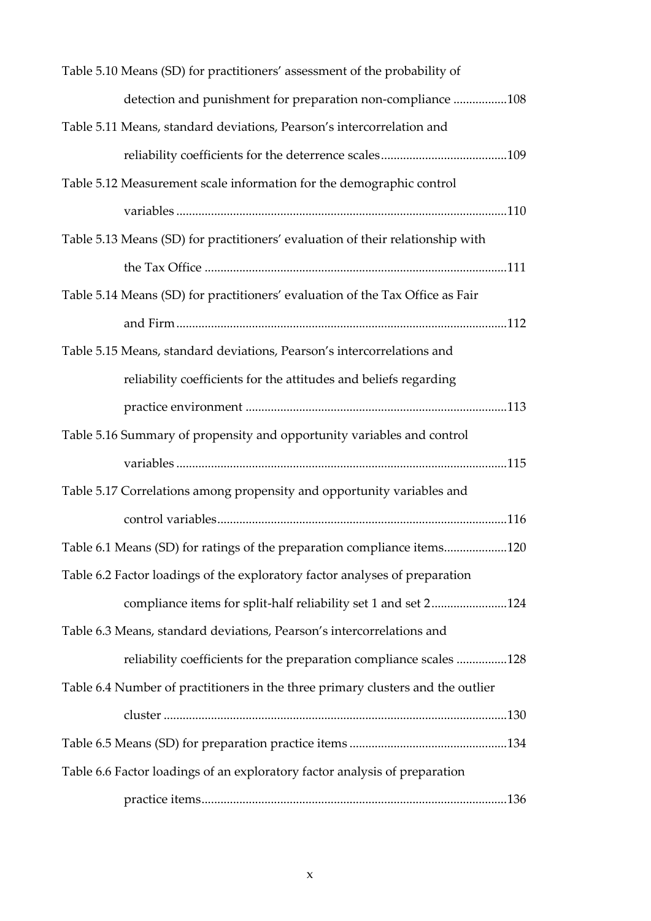Table 5.10 Means (SD) for practitioners' assessment of the probability of detection and punishment for preparation non-compliance .................108

Table 5.11 Means, standard deviations, Pearson's intercorrelation and reliability coefficients for the deterrence scales........................................109

Table 5.12 Measurement scale information for the demographic control variables ........................................................................................................110

Table 5.13 Means (SD) for practitioners' evaluation of their relationship with the Tax Office ...............................................................................................111

Table 5.14 Means (SD) for practitioners' evaluation of the Tax Office as Fair and Firm........................................................................................................112

Table 5.15 Means, standard deviations, Pearson's intercorrelations and reliability coefficients for the attitudes and beliefs regarding practice environment ..................................................................................113

Table 5.16 Summary of propensity and opportunity variables and control variables .......................................................................................................115

Table 5.17 Correlations among propensity and opportunity variables and control variables...........................................................................................116

Table 6.1 Means (SD) for ratings of the preparation compliance items....................120

Table 6.2 Factor loadings of the exploratory factor analyses of preparation compliance items for split-half reliability set 1 and set 2........................124

Table 6.3 Means, standard deviations, Pearson's intercorrelations and reliability coefficients for the preparation compliance scales ................128

Table 6.4 Number of practitioners in the three primary clusters and the outlier cluster ...........................................................................................................130

Table 6.5 Means (SD) for preparation practice items .................................................134

Table 6.6 Factor loadings of an exploratory factor analysis of preparation practice items...............................................................................................136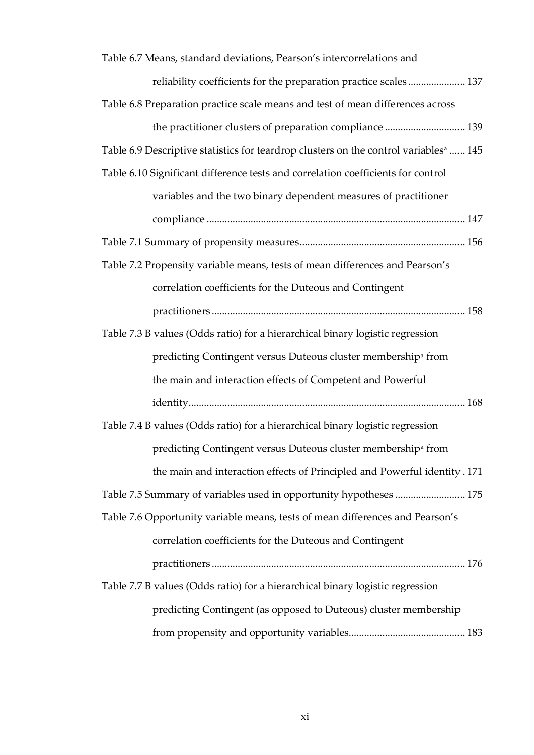Table 6.7 Means, standard deviations, Pearson's intercorrelations and reliability coefficients for the preparation practice scales ...................... 137

Table 6.8 Preparation practice scale means and test of mean differences across the practitioner clusters of preparation compliance ............................... 139

Table 6.9 Descriptive statistics for teardrop clusters on the control variables[a] ...... 145

Table 6.10 Significant difference tests and correlation coefficients for control variables and the two binary dependent measures of practitioner compliance ................................................................................................... 147

Table 7.1 Summary of propensity measures............................................................... 156

Table 7.2 Propensity variable means, tests of mean differences and Pearson's correlation coefficients for the Duteous and Contingent practitioners .................................................................................................. 158

Table 7.3 B values (Odds ratio) for a hierarchical binary logistic regression predicting Contingent versus Duteous cluster membership[a] from the main and interaction effects of Competent and Powerful identity........................................................................................................... 168

Table 7.4 B values (Odds ratio) for a hierarchical binary logistic regression predicting Contingent versus Duteous cluster membership[a] from the main and interaction effects of Principled and Powerful identity . 171

Table 7.5 Summary of variables used in opportunity hypotheses ........................... 175

Table 7.6 Opportunity variable means, tests of mean differences and Pearson's correlation coefficients for the Duteous and Contingent practitioners .................................................................................................. 176

Table 7.7 B values (Odds ratio) for a hierarchical binary logistic regression predicting Contingent (as opposed to Duteous) cluster membership from propensity and opportunity variables............................................ 183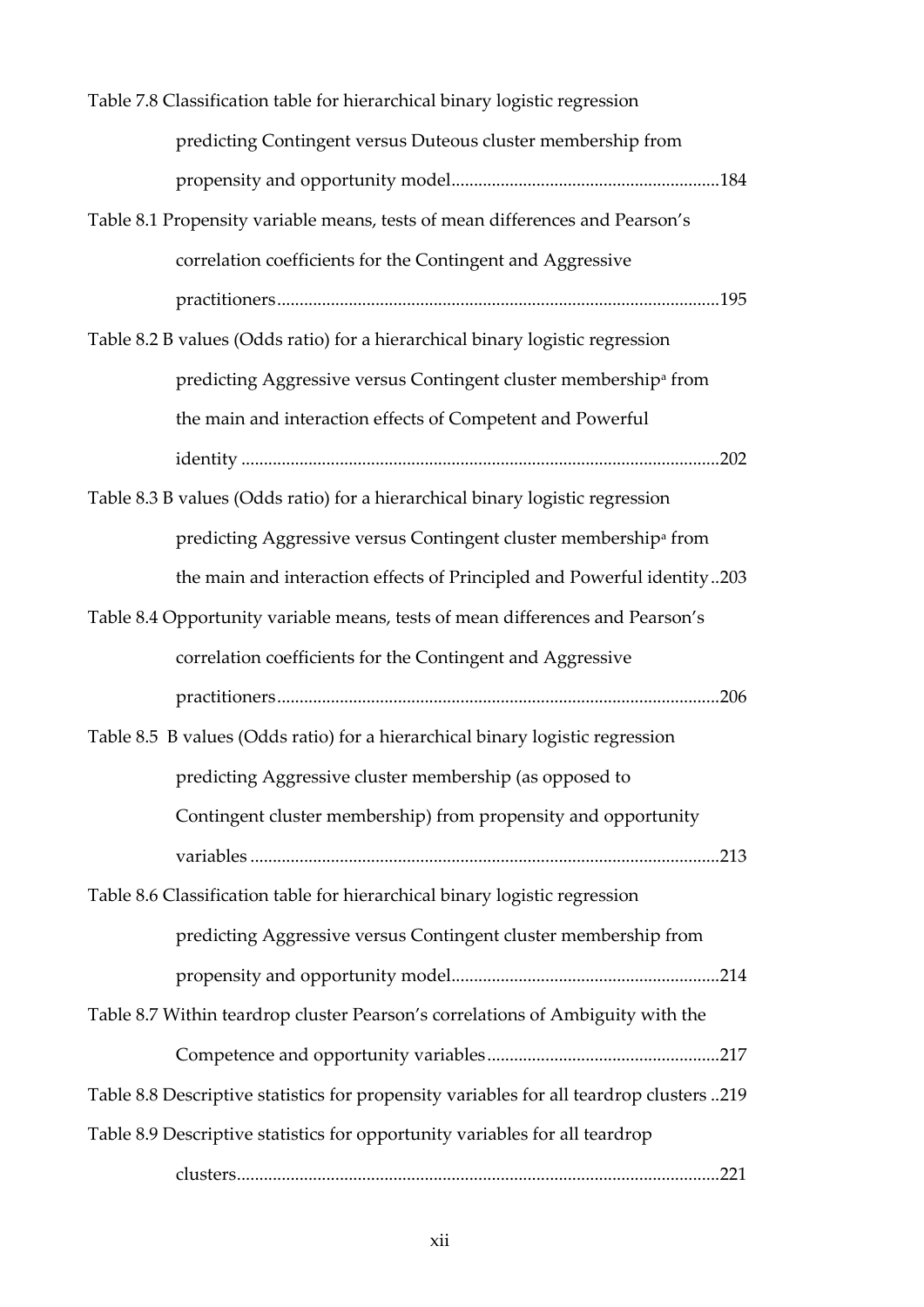Table 7.8 Classification table for hierarchical binary logistic regression predicting Contingent versus Duteous cluster membership from propensity and opportunity model ........................................................... 184

Table 8.1 Propensity variable means, tests of mean differences and Pearson's correlation coefficients for the Contingent and Aggressive practitioners ................................................................................................ 195

Table 8.2 B values (Odds ratio) for a hierarchical binary logistic regression predicting Aggressive versus Contingent cluster membership[a] from the main and interaction effects of Competent and Powerful identity ......................................................................................................... 202

Table 8.3 B values (Odds ratio) for a hierarchical binary logistic regression predicting Aggressive versus Contingent cluster membership[a] from the main and interaction effects of Principled and Powerful identity .. 203

Table 8.4 Opportunity variable means, tests of mean differences and Pearson's correlation coefficients for the Contingent and Aggressive practitioners ................................................................................................ 206

Table 8.5 B values (Odds ratio) for a hierarchical binary logistic regression predicting Aggressive cluster membership (as opposed to Contingent cluster membership) from propensity and opportunity variables ...................................................................................................... 213

Table 8.6 Classification table for hierarchical binary logistic regression predicting Aggressive versus Contingent cluster membership from propensity and opportunity model ........................................................... 214

Table 8.7 Within teardrop cluster Pearson's correlations of Ambiguity with the Competence and opportunity variables .................................................... 217

Table 8.8 Descriptive statistics for propensity variables for all teardrop clusters .. 219

Table 8.9 Descriptive statistics for opportunity variables for all teardrop clusters.......................................................................................................... 221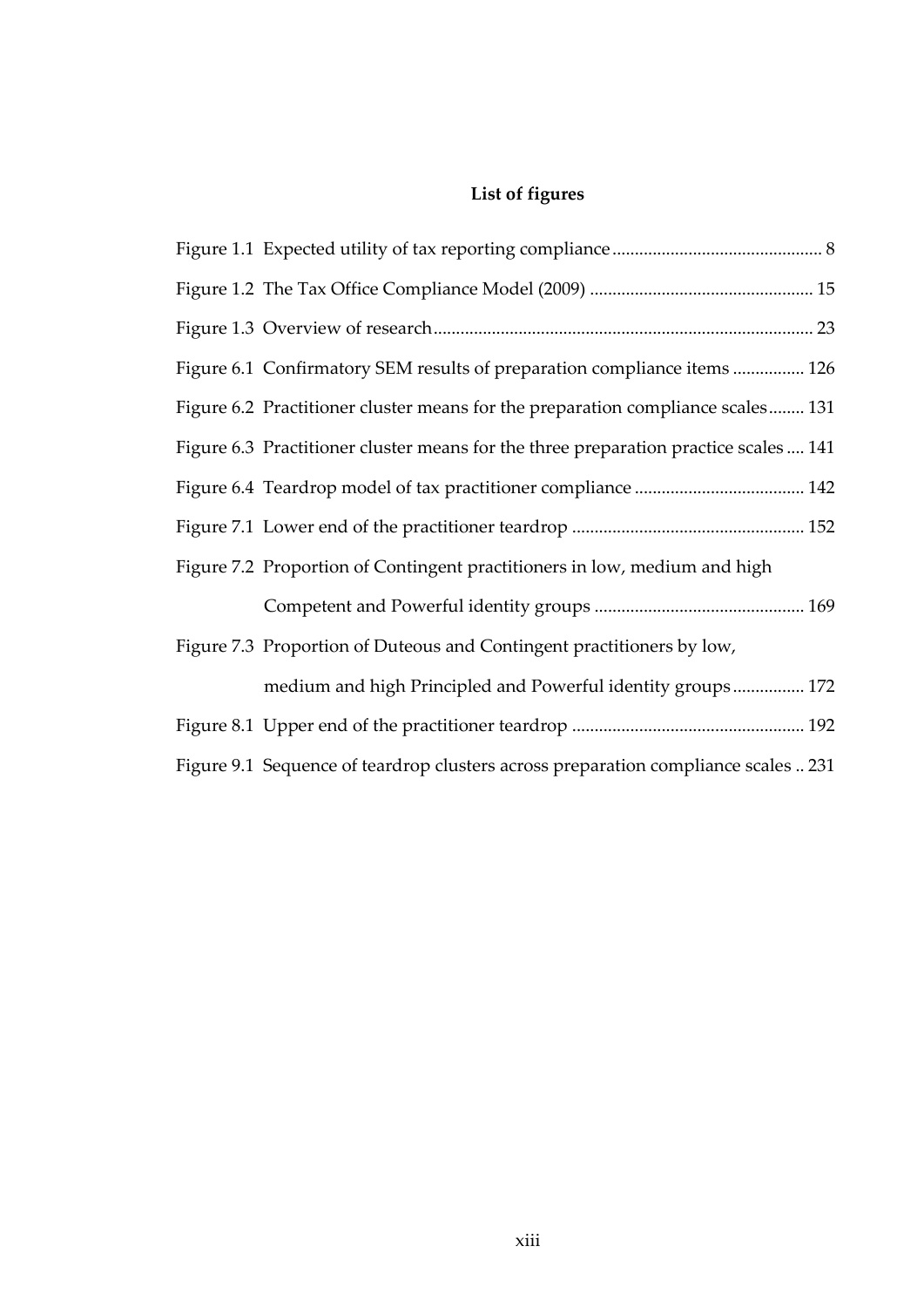# List of figures

Figure 1.1 Expected utility of tax reporting compliance .............................................. 8

Figure 1.2 The Tax Office Compliance Model (2009) ................................................. 15

Figure 1.3 Overview of research.................................................................................... 23

Figure 6.1 Confirmatory SEM results of preparation compliance items ................ 126

Figure 6.2 Practitioner cluster means for the preparation compliance scales........ 131

Figure 6.3 Practitioner cluster means for the three preparation practice scales .... 141

Figure 6.4 Teardrop model of tax practitioner compliance ...................................... 142

Figure 7.1 Lower end of the practitioner teardrop ................................................... 152

Figure 7.2 Proportion of Contingent practitioners in low, medium and high Competent and Powerful identity groups .............................................. 169

Figure 7.3 Proportion of Duteous and Contingent practitioners by low, medium and high Principled and Powerful identity groups................ 172

Figure 8.1 Upper end of the practitioner teardrop ................................................... 192

Figure 9.1 Sequence of teardrop clusters across preparation compliance scales .. 231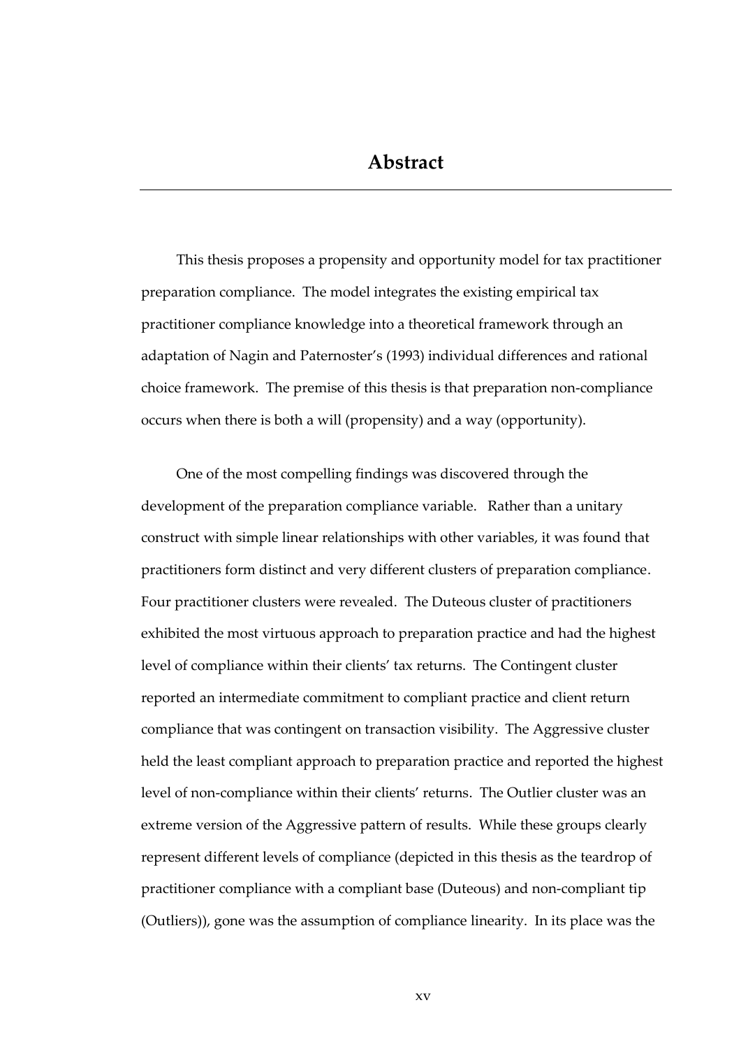# Abstract

This thesis proposes a propensity and opportunity model for tax practitioner preparation compliance. The model integrates the existing empirical tax practitioner compliance knowledge into a theoretical framework through an adaptation of Nagin and Paternoster's (1993) individual differences and rational choice framework. The premise of this thesis is that preparation non-compliance occurs when there is both a will (propensity) and a way (opportunity).

One of the most compelling findings was discovered through the development of the preparation compliance variable. Rather than a unitary construct with simple linear relationships with other variables, it was found that practitioners form distinct and very different clusters of preparation compliance. Four practitioner clusters were revealed. The Duteous cluster of practitioners exhibited the most virtuous approach to preparation practice and had the highest level of compliance within their clients' tax returns. The Contingent cluster reported an intermediate commitment to compliant practice and client return compliance that was contingent on transaction visibility. The Aggressive cluster held the least compliant approach to preparation practice and reported the highest level of non-compliance within their clients' returns. The Outlier cluster was an extreme version of the Aggressive pattern of results. While these groups clearly represent different levels of compliance (depicted in this thesis as the teardrop of practitioner compliance with a compliant base (Duteous) and non-compliant tip (Outliers)), gone was the assumption of compliance linearity. In its place was the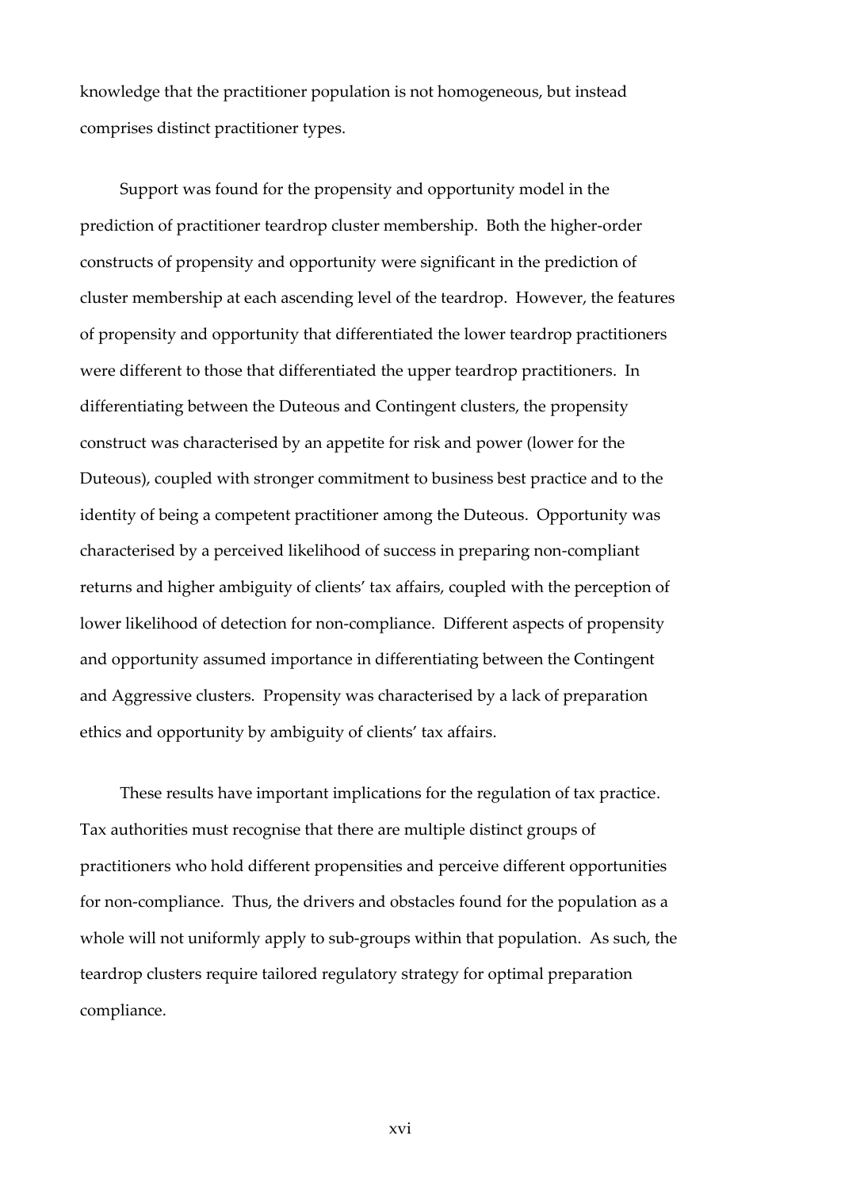knowledge that the practitioner population is not homogeneous, but instead comprises distinct practitioner types.

Support was found for the propensity and opportunity model in the prediction of practitioner teardrop cluster membership. Both the higher-order constructs of propensity and opportunity were significant in the prediction of cluster membership at each ascending level of the teardrop. However, the features of propensity and opportunity that differentiated the lower teardrop practitioners were different to those that differentiated the upper teardrop practitioners. In differentiating between the Duteous and Contingent clusters, the propensity construct was characterised by an appetite for risk and power (lower for the Duteous), coupled with stronger commitment to business best practice and to the identity of being a competent practitioner among the Duteous. Opportunity was characterised by a perceived likelihood of success in preparing non-compliant returns and higher ambiguity of clients' tax affairs, coupled with the perception of lower likelihood of detection for non-compliance. Different aspects of propensity and opportunity assumed importance in differentiating between the Contingent and Aggressive clusters. Propensity was characterised by a lack of preparation ethics and opportunity by ambiguity of clients' tax affairs.

These results have important implications for the regulation of tax practice. Tax authorities must recognise that there are multiple distinct groups of practitioners who hold different propensities and perceive different opportunities for non-compliance. Thus, the drivers and obstacles found for the population as a whole will not uniformly apply to sub-groups within that population. As such, the teardrop clusters require tailored regulatory strategy for optimal preparation compliance.